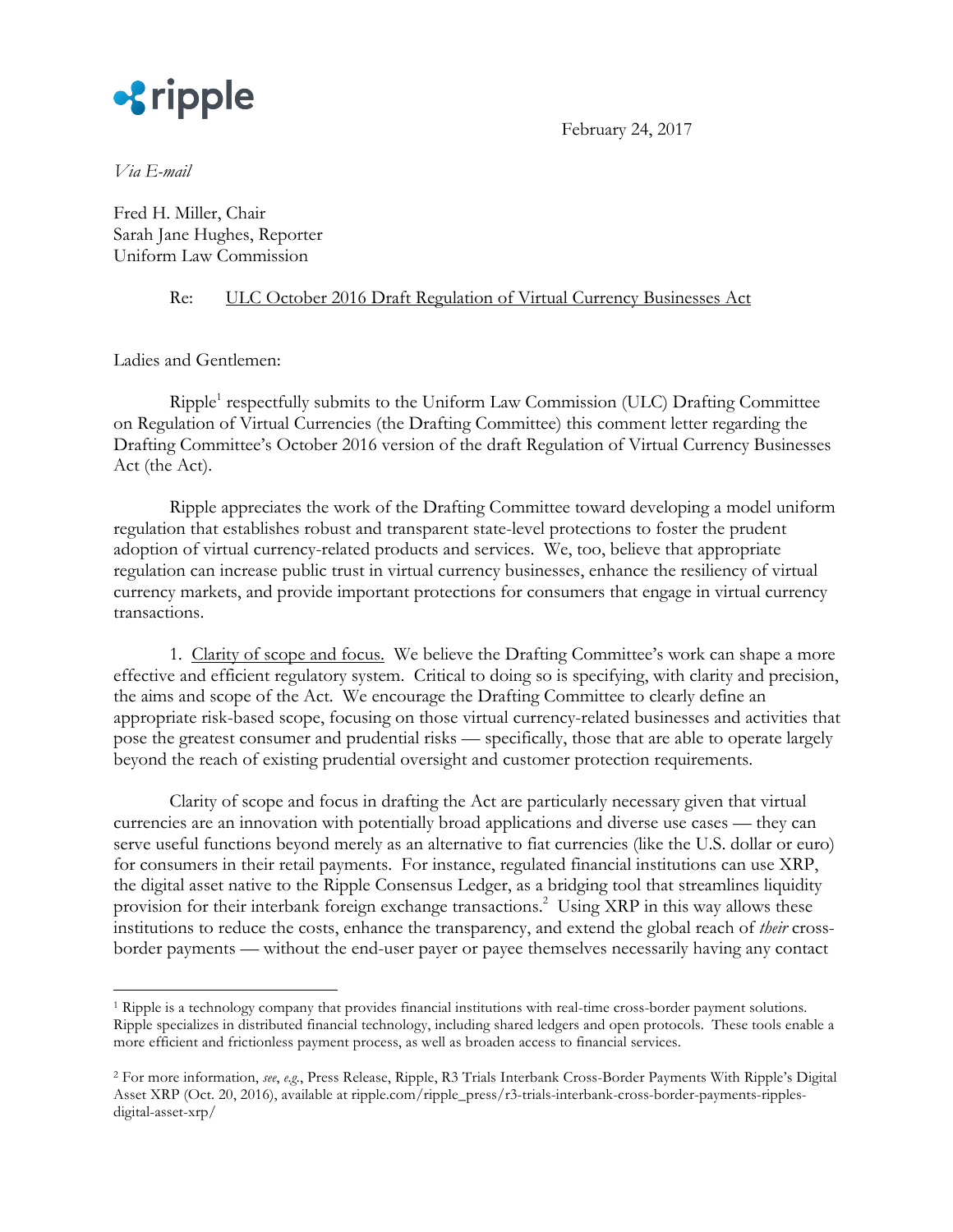ripple

February 24, 2017

*Via E-mail*

Fred H. Miller, Chair
Sarah Jane Hughes, Reporter
Uniform Law Commission

Re: ULC October 2016 Draft Regulation of Virtual Currency Businesses Act

Ladies and Gentlemen:

Ripple[1] respectfully submits to the Uniform Law Commission (ULC) Drafting Committee on Regulation of Virtual Currencies (the Drafting Committee) this comment letter regarding the Drafting Committee's October 2016 version of the draft Regulation of Virtual Currency Businesses Act (the Act).

Ripple appreciates the work of the Drafting Committee toward developing a model uniform regulation that establishes robust and transparent state-level protections to foster the prudent adoption of virtual currency-related products and services. We, too, believe that appropriate regulation can increase public trust in virtual currency businesses, enhance the resiliency of virtual currency markets, and provide important protections for consumers that engage in virtual currency transactions.

1. Clarity of scope and focus. We believe the Drafting Committee's work can shape a more effective and efficient regulatory system. Critical to doing so is specifying, with clarity and precision, the aims and scope of the Act. We encourage the Drafting Committee to clearly define an appropriate risk-based scope, focusing on those virtual currency-related businesses and activities that pose the greatest consumer and prudential risks — specifically, those that are able to operate largely beyond the reach of existing prudential oversight and customer protection requirements.

Clarity of scope and focus in drafting the Act are particularly necessary given that virtual currencies are an innovation with potentially broad applications and diverse use cases — they can serve useful functions beyond merely as an alternative to fiat currencies (like the U.S. dollar or euro) for consumers in their retail payments. For instance, regulated financial institutions can use XRP, the digital asset native to the Ripple Consensus Ledger, as a bridging tool that streamlines liquidity provision for their interbank foreign exchange transactions.[2] Using XRP in this way allows these institutions to reduce the costs, enhance the transparency, and extend the global reach of *their* cross-border payments — without the end-user payer or payee themselves necessarily having any contact

[1] Ripple is a technology company that provides financial institutions with real-time cross-border payment solutions. Ripple specializes in distributed financial technology, including shared ledgers and open protocols. These tools enable a more efficient and frictionless payment process, as well as broaden access to financial services.

[2] For more information, *see*, *e.g.*, Press Release, Ripple, R3 Trials Interbank Cross-Border Payments With Ripple's Digital Asset XRP (Oct. 20, 2016), available at ripple.com/ripple_press/r3-trials-interbank-cross-border-payments-ripples-digital-asset-xrp/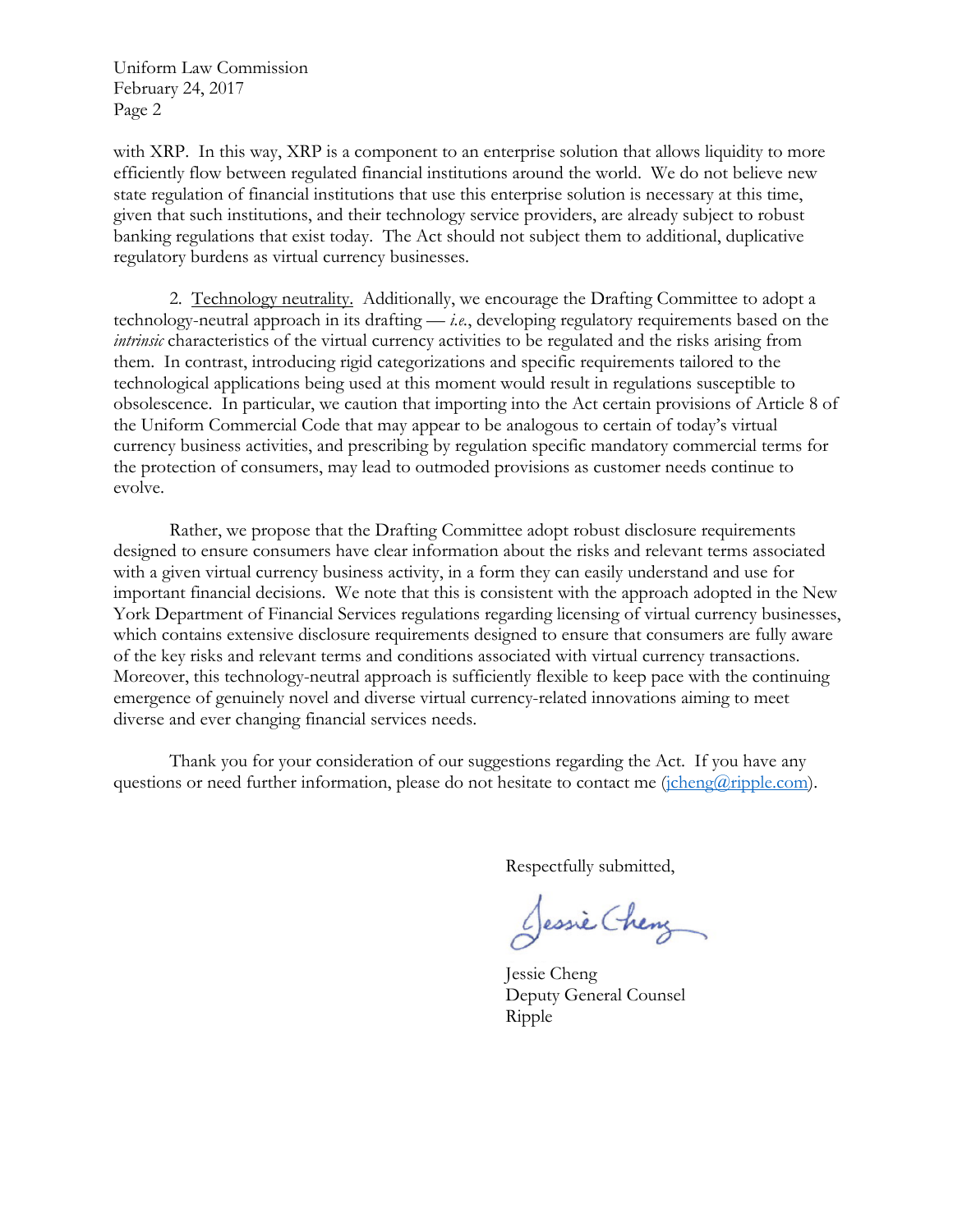with XRP. In this way, XRP is a component to an enterprise solution that allows liquidity to more efficiently flow between regulated financial institutions around the world. We do not believe new state regulation of financial institutions that use this enterprise solution is necessary at this time, given that such institutions, and their technology service providers, are already subject to robust banking regulations that exist today. The Act should not subject them to additional, duplicative regulatory burdens as virtual currency businesses.

2. <u>Technology neutrality.</u> Additionally, we encourage the Drafting Committee to adopt a technology-neutral approach in its drafting — *i.e.*, developing regulatory requirements based on the *intrinsic* characteristics of the virtual currency activities to be regulated and the risks arising from them. In contrast, introducing rigid categorizations and specific requirements tailored to the technological applications being used at this moment would result in regulations susceptible to obsolescence. In particular, we caution that importing into the Act certain provisions of Article 8 of the Uniform Commercial Code that may appear to be analogous to certain of today's virtual currency business activities, and prescribing by regulation specific mandatory commercial terms for the protection of consumers, may lead to outmoded provisions as customer needs continue to evolve.

Rather, we propose that the Drafting Committee adopt robust disclosure requirements designed to ensure consumers have clear information about the risks and relevant terms associated with a given virtual currency business activity, in a form they can easily understand and use for important financial decisions. We note that this is consistent with the approach adopted in the New York Department of Financial Services regulations regarding licensing of virtual currency businesses, which contains extensive disclosure requirements designed to ensure that consumers are fully aware of the key risks and relevant terms and conditions associated with virtual currency transactions. Moreover, this technology-neutral approach is sufficiently flexible to keep pace with the continuing emergence of genuinely novel and diverse virtual currency-related innovations aiming to meet diverse and ever changing financial services needs.

Thank you for your consideration of our suggestions regarding the Act. If you have any questions or need further information, please do not hesitate to contact me (jcheng@ripple.com).

Respectfully submitted,

Jessie Cheng

Jessie Cheng
Deputy General Counsel
Ripple